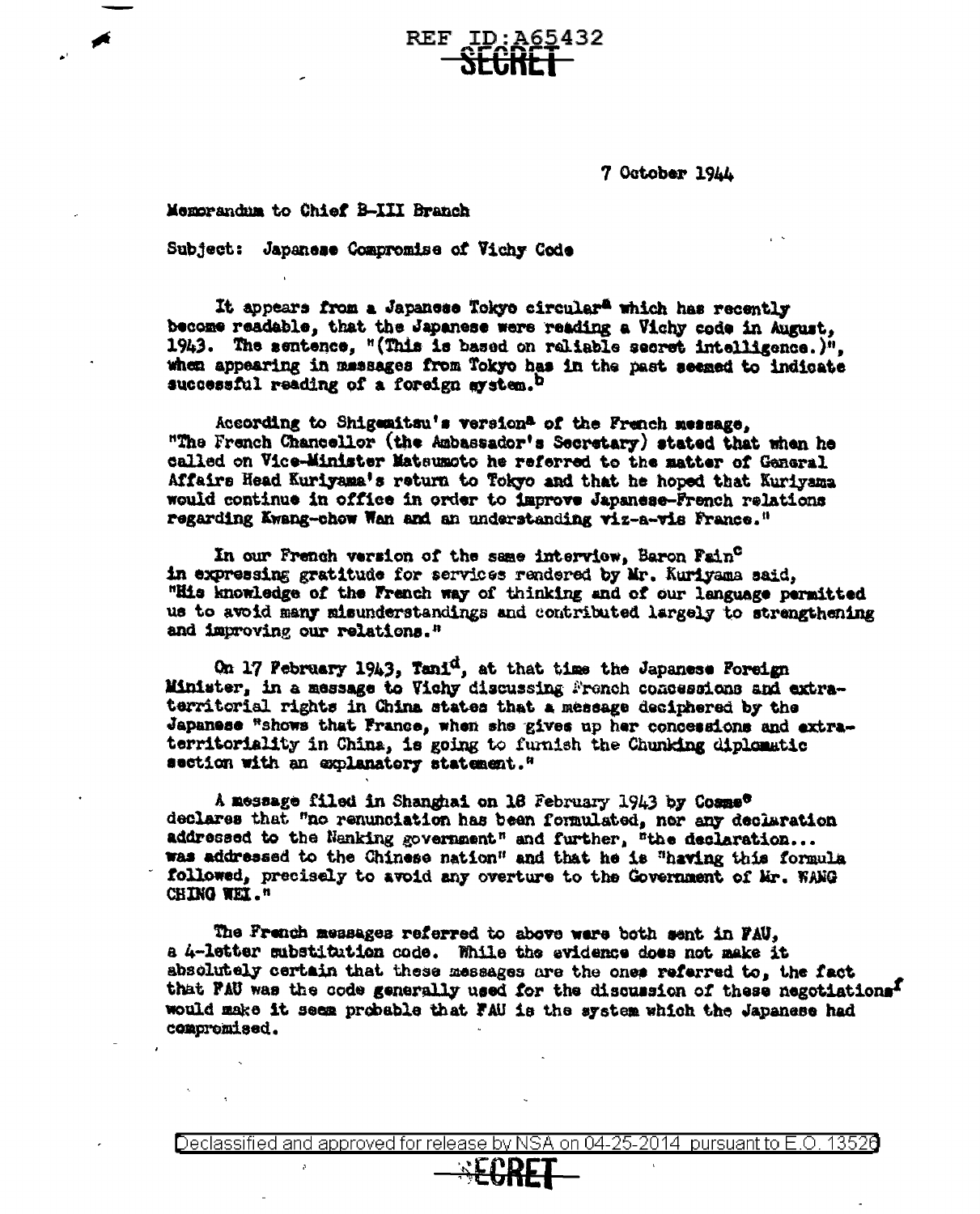REF ID:A65432

SECRET

7 October 1944

Memorandum to Chief B-III Branch

Subject: Japanese Compromise of Vichy Code

It appears from a Japanese Tokyo circular[a] which has recently become readable, that the Japanese were reading a Vichy code in August, 1943. The sentence, "(This is based on reliable secret intelligence.)", when appearing in messages from Tokyo has in the past seemed to indicate successful reading of a foreign system.[b]

According to Shigemitsu's version[a] of the French message, "The French Chancellor (the Ambassador's Secretary) stated that when he called on Vice-Minister Matsumoto he referred to the matter of General Affairs Head Kuriyama's return to Tokyo and that he hoped that Kuriyama would continue in office in order to improve Japanese-French relations regarding Kwang-chow Wan and an understanding viz-a-vis France."

In our French version of the same interview, Baron Fain[c] in expressing gratitude for services rendered by Mr. Kuriyama said, "His knowledge of the French way of thinking and of our language permitted us to avoid many misunderstandings and contributed largely to strengthening and improving our relations."

On 17 February 1943, Tani[d], at that time the Japanese Foreign Minister, in a message to Vichy discussing French concessions and extraterritorial rights in China states that a message deciphered by the Japanese "shows that France, when she gives up her concessions and extraterritoriality in China, is going to furnish the Chunking diplomatic section with an explanatory statement."

A message filed in Shanghai on 18 February 1943 by Cosme[e] declares that "no renunciation has been formulated, nor any declaration addressed to the Nanking government" and further, "the declaration... was addressed to the Chinese nation" and that he is "having this formula followed, precisely to avoid any overture to the Government of Mr. WANG CHING WEI."

The French messages referred to above were both sent in FAU, a 4-letter substitution code. While the evidence does not make it absolutely certain that these messages are the ones referred to, the fact that FAU was the code generally used for the discussion of these negotiations[f] would make it seem probable that FAU is the system which the Japanese had compromised.

Declassified and approved for release by NSA on 04-25-2014 pursuant to E.O. 13526

SECRET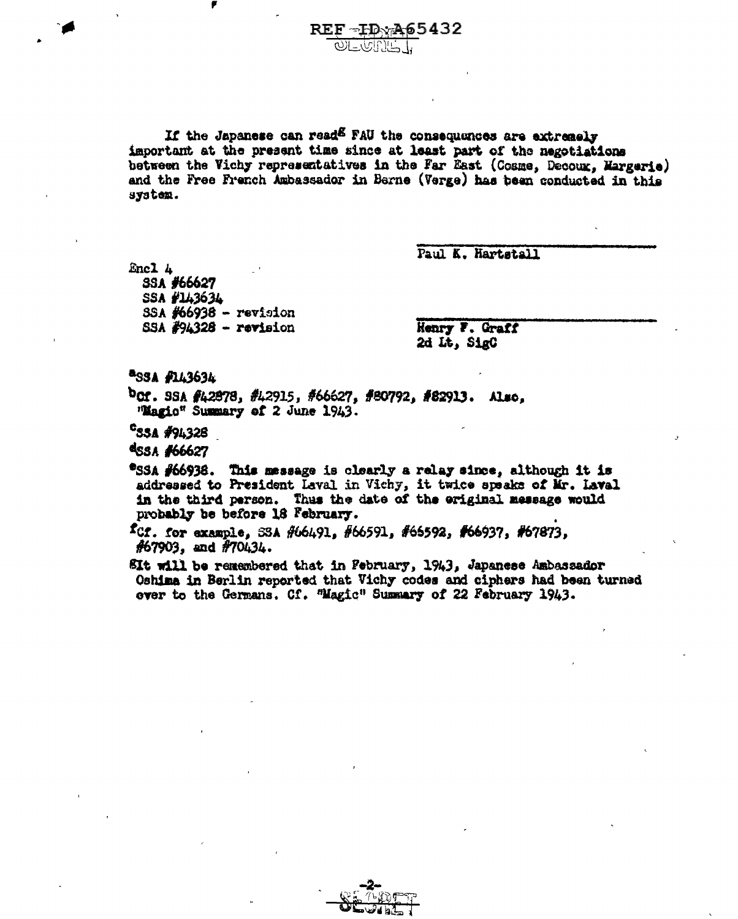REF ID:A65432

If the Japanese can read[g] FAU the consequences are extremely important at the present time since at least part of the negotiations between the Vichy representatives in the Far East (Cosme, Decoux, Margerie) and the Free French Ambassador in Berne (Verge) has been conducted in this system.

Paul K. Hartstall

Encl 4
SSA #66627
SSA #143634
SSA #66938 - revision
SSA #94328 - revision

Henry F. Graff
2d Lt, SigC

[a]SSA #143634

[b]Cf. SSA #42878, #42915, #66627, #80792, #82913. Also, "Magic" Summary of 2 June 1943.

[c]SSA #94328

[d]SSA #66627

[e]SSA #66938. This message is clearly a relay since, although it is addressed to President Laval in Vichy, it twice speaks of Mr. Laval in the third person. Thus the date of the original message would probably be before 18 February.

[f]Cf. for example, SSA #66491, #66591, #66592, #66937, #67873, #67903, and #70434.

[g]It will be remembered that in February, 1943, Japanese Ambassador Oshima in Berlin reported that Vichy codes and ciphers had been turned over to the Germans. Cf. "Magic" Summary of 22 February 1943.

SECRET